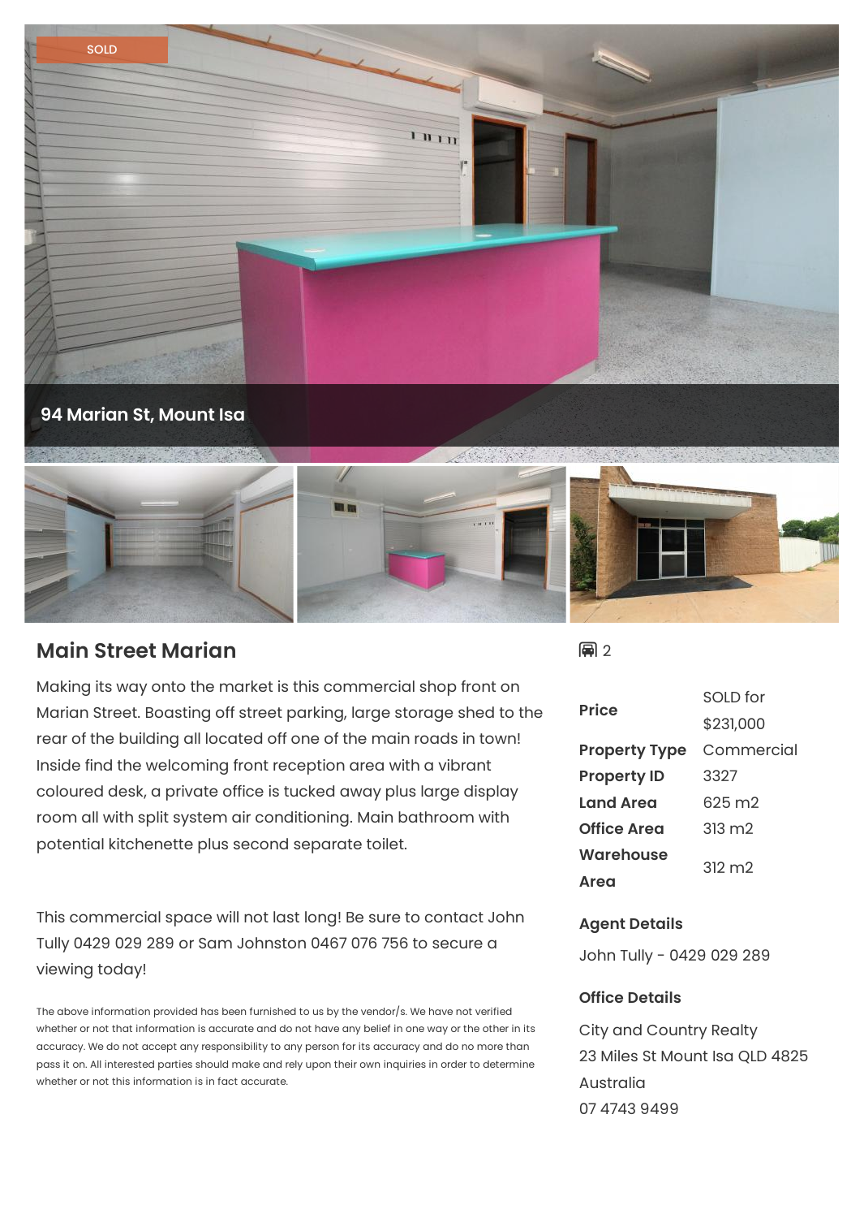SOLD

94 Marian St, Mount Isa

## Main Street Marian

Making its way onto the market is this commercial shop front on Marian Street. Boasting off street parking, large storage shed to the rear of the building all located off one of the main roads in town! Inside find the welcoming front reception area with a vibrant coloured desk, a private office is tucked away plus large display room all with split system air conditioning. Main bathroom with potential kitchenette plus second separate toilet.

This commercial space will not last long! Be sure to contact John Tully 0429 029 289 or Sam Johnston 0467 076 756 to secure a viewing today!

The above information provided has been furnished to us by the vendor/s. We have not verified whether or not that information is accurate and do not have any belief in one way or the other in its accuracy. We do not accept any responsibility to any person for its accuracy and do no more than pass it on. All interested parties should make and rely upon their own inquiries in order to determine whether or not this information is in fact accurate.

2

| | |
|---|---|
| **Price** | SOLD for $231,000 |
| **Property Type** | Commercial |
| **Property ID** | 3327 |
| **Land Area** | 625 m2 |
| **Office Area** | 313 m2 |
| **Warehouse Area** | 312 m2 |

**Agent Details**

John Tully - 0429 029 289

**Office Details**

City and Country Realty
23 Miles St Mount Isa QLD 4825 Australia
07 4743 9499